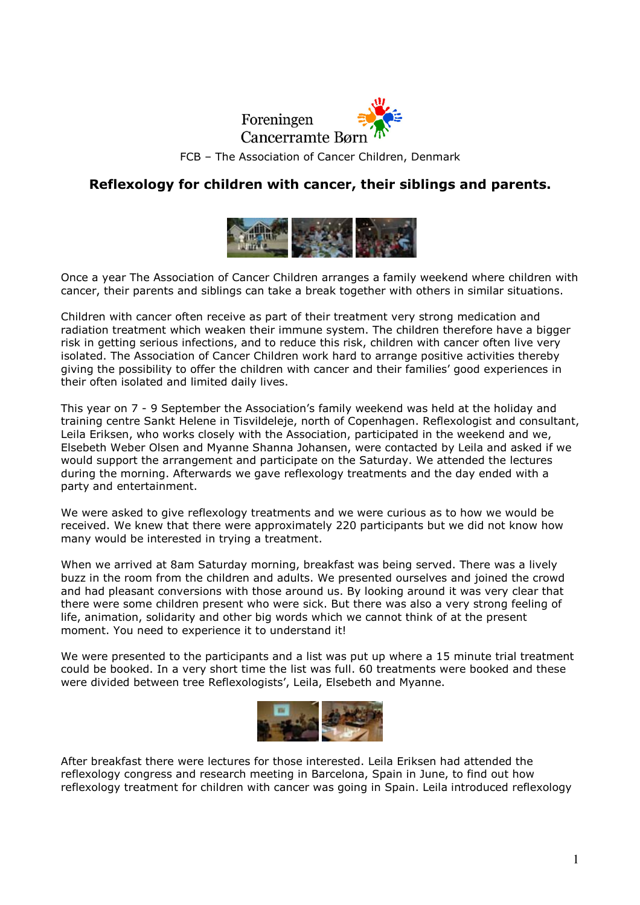Foreningen Cancerramte Børn

FCB – The Association of Cancer Children, Denmark

## Reflexology for children with cancer, their siblings and parents.

Once a year The Association of Cancer Children arranges a family weekend where children with cancer, their parents and siblings can take a break together with others in similar situations.

Children with cancer often receive as part of their treatment very strong medication and radiation treatment which weaken their immune system. The children therefore have a bigger risk in getting serious infections, and to reduce this risk, children with cancer often live very isolated. The Association of Cancer Children work hard to arrange positive activities thereby giving the possibility to offer the children with cancer and their families' good experiences in their often isolated and limited daily lives.

This year on 7 - 9 September the Association's family weekend was held at the holiday and training centre Sankt Helene in Tisvildeleje, north of Copenhagen. Reflexologist and consultant, Leila Eriksen, who works closely with the Association, participated in the weekend and we, Elsebeth Weber Olsen and Myanne Shanna Johansen, were contacted by Leila and asked if we would support the arrangement and participate on the Saturday. We attended the lectures during the morning. Afterwards we gave reflexology treatments and the day ended with a party and entertainment.

We were asked to give reflexology treatments and we were curious as to how we would be received. We knew that there were approximately 220 participants but we did not know how many would be interested in trying a treatment.

When we arrived at 8am Saturday morning, breakfast was being served. There was a lively buzz in the room from the children and adults. We presented ourselves and joined the crowd and had pleasant conversions with those around us. By looking around it was very clear that there were some children present who were sick. But there was also a very strong feeling of life, animation, solidarity and other big words which we cannot think of at the present moment. You need to experience it to understand it!

We were presented to the participants and a list was put up where a 15 minute trial treatment could be booked. In a very short time the list was full. 60 treatments were booked and these were divided between tree Reflexologists', Leila, Elsebeth and Myanne.

After breakfast there were lectures for those interested. Leila Eriksen had attended the reflexology congress and research meeting in Barcelona, Spain in June, to find out how reflexology treatment for children with cancer was going in Spain. Leila introduced reflexology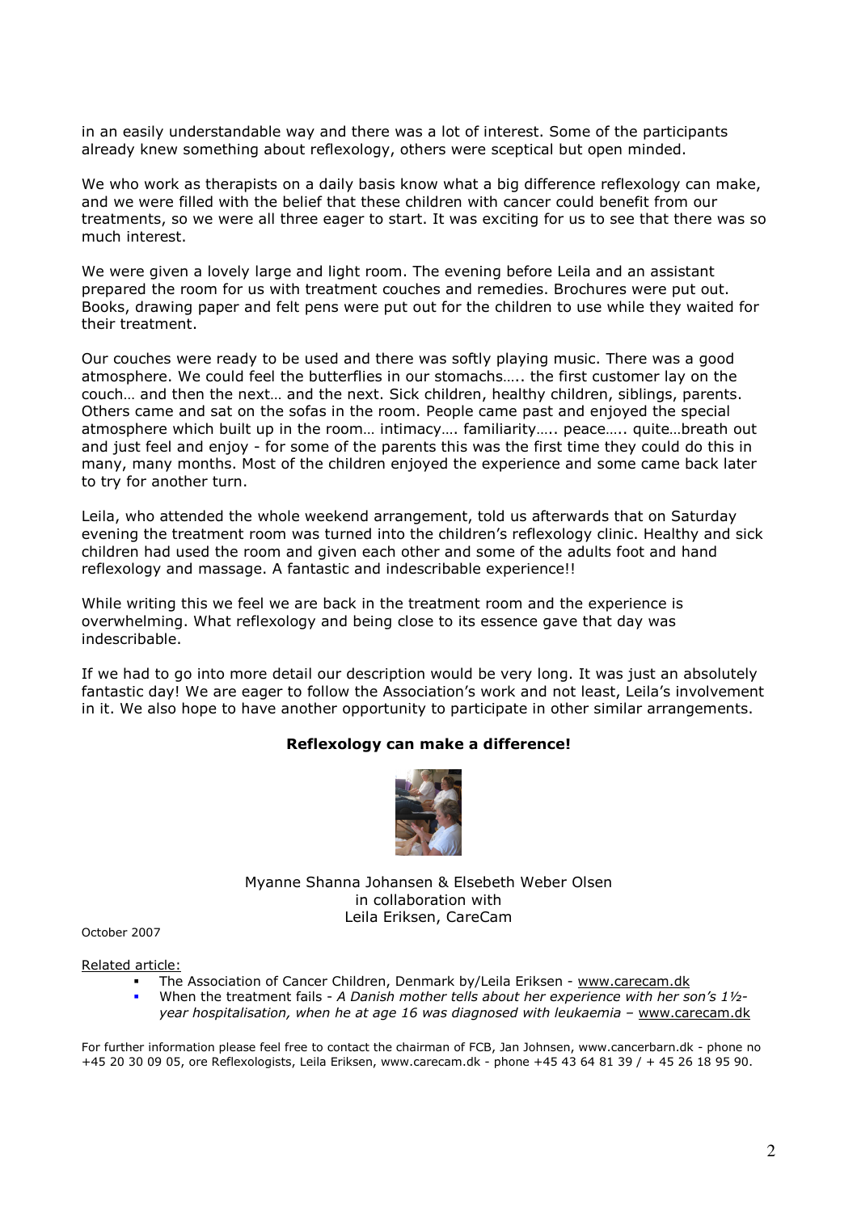in an easily understandable way and there was a lot of interest. Some of the participants already knew something about reflexology, others were sceptical but open minded.

We who work as therapists on a daily basis know what a big difference reflexology can make, and we were filled with the belief that these children with cancer could benefit from our treatments, so we were all three eager to start. It was exciting for us to see that there was so much interest.

We were given a lovely large and light room. The evening before Leila and an assistant prepared the room for us with treatment couches and remedies. Brochures were put out. Books, drawing paper and felt pens were put out for the children to use while they waited for their treatment.

Our couches were ready to be used and there was softly playing music. There was a good atmosphere. We could feel the butterflies in our stomachs….. the first customer lay on the couch… and then the next… and the next. Sick children, healthy children, siblings, parents. Others came and sat on the sofas in the room. People came past and enjoyed the special atmosphere which built up in the room… intimacy…. familiarity….. peace….. quite…breath out and just feel and enjoy - for some of the parents this was the first time they could do this in many, many months. Most of the children enjoyed the experience and some came back later to try for another turn.

Leila, who attended the whole weekend arrangement, told us afterwards that on Saturday evening the treatment room was turned into the children's reflexology clinic. Healthy and sick children had used the room and given each other and some of the adults foot and hand reflexology and massage. A fantastic and indescribable experience!!

While writing this we feel we are back in the treatment room and the experience is overwhelming. What reflexology and being close to its essence gave that day was indescribable.

If we had to go into more detail our description would be very long. It was just an absolutely fantastic day! We are eager to follow the Association's work and not least, Leila's involvement in it. We also hope to have another opportunity to participate in other similar arrangements.

**Reflexology can make a difference!**

Myanne Shanna Johansen & Elsebeth Weber Olsen
in collaboration with
Leila Eriksen, CareCam

October 2007

Related article:

- The Association of Cancer Children, Denmark by/Leila Eriksen - www.carecam.dk
- When the treatment fails - *A Danish mother tells about her experience with her son's 1½-year hospitalisation, when he at age 16 was diagnosed with leukaemia* – www.carecam.dk

For further information please feel free to contact the chairman of FCB, Jan Johnsen, www.cancerbarn.dk - phone no +45 20 30 09 05, ore Reflexologists, Leila Eriksen, www.carecam.dk - phone +45 43 64 81 39 / + 45 26 18 95 90.